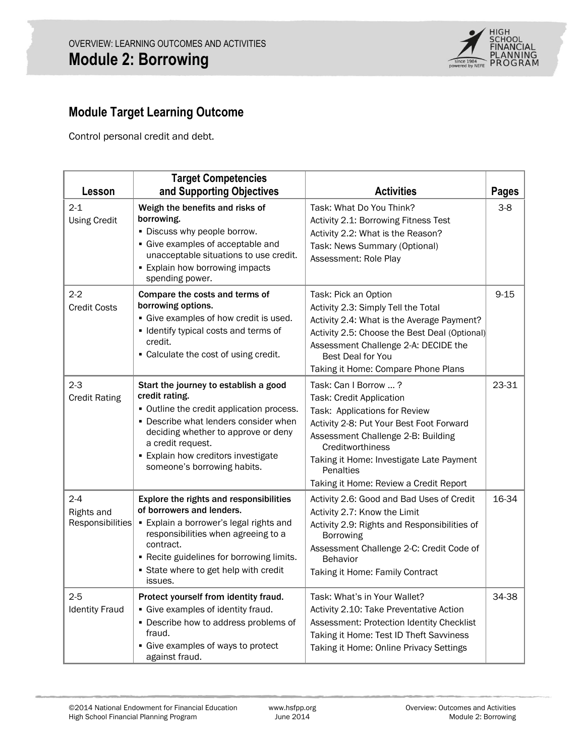OVERVIEW: LEARNING OUTCOMES AND ACTIVITIES

# Module 2: Borrowing

## Module Target Learning Outcome

Control personal credit and debt.

| Lesson | Target Competencies and Supporting Objectives | Activities | Pages |
|---|---|---|---|
| 2-1<br>Using Credit | **Weigh the benefits and risks of borrowing.**<br>▪ Discuss why people borrow.<br>▪ Give examples of acceptable and unacceptable situations to use credit.<br>▪ Explain how borrowing impacts spending power. | Task: What Do You Think?<br>Activity 2.1: Borrowing Fitness Test<br>Activity 2.2: What is the Reason?<br>Task: News Summary (Optional)<br>Assessment: Role Play | 3-8 |
| 2-2<br>Credit Costs | **Compare the costs and terms of borrowing options.**<br>▪ Give examples of how credit is used.<br>▪ Identify typical costs and terms of credit.<br>▪ Calculate the cost of using credit. | Task: Pick an Option<br>Activity 2.3: Simply Tell the Total<br>Activity 2.4: What is the Average Payment?<br>Activity 2.5: Choose the Best Deal (Optional)<br>Assessment Challenge 2-A: DECIDE the Best Deal for You<br>Taking it Home: Compare Phone Plans | 9-15 |
| 2-3<br>Credit Rating | **Start the journey to establish a good credit rating.**<br>▪ Outline the credit application process.<br>▪ Describe what lenders consider when deciding whether to approve or deny a credit request.<br>▪ Explain how creditors investigate someone's borrowing habits. | Task: Can I Borrow … ?<br>Task: Credit Application<br>Task: Applications for Review<br>Activity 2-8: Put Your Best Foot Forward<br>Assessment Challenge 2-B: Building Creditworthiness<br>Taking it Home: Investigate Late Payment Penalties<br>Taking it Home: Review a Credit Report | 23-31 |
| 2-4<br>Rights and Responsibilities | **Explore the rights and responsibilities of borrowers and lenders.**<br>▪ Explain a borrower's legal rights and responsibilities when agreeing to a contract.<br>▪ Recite guidelines for borrowing limits.<br>▪ State where to get help with credit issues. | Activity 2.6: Good and Bad Uses of Credit<br>Activity 2.7: Know the Limit<br>Activity 2.9: Rights and Responsibilities of Borrowing<br>Assessment Challenge 2-C: Credit Code of Behavior<br>Taking it Home: Family Contract | 16-34 |
| 2-5<br>Identity Fraud | **Protect yourself from identity fraud.**<br>▪ Give examples of identity fraud.<br>▪ Describe how to address problems of fraud.<br>▪ Give examples of ways to protect against fraud. | Task: What's in Your Wallet?<br>Activity 2.10: Take Preventative Action<br>Assessment: Protection Identity Checklist<br>Taking it Home: Test ID Theft Savviness<br>Taking it Home: Online Privacy Settings | 34-38 |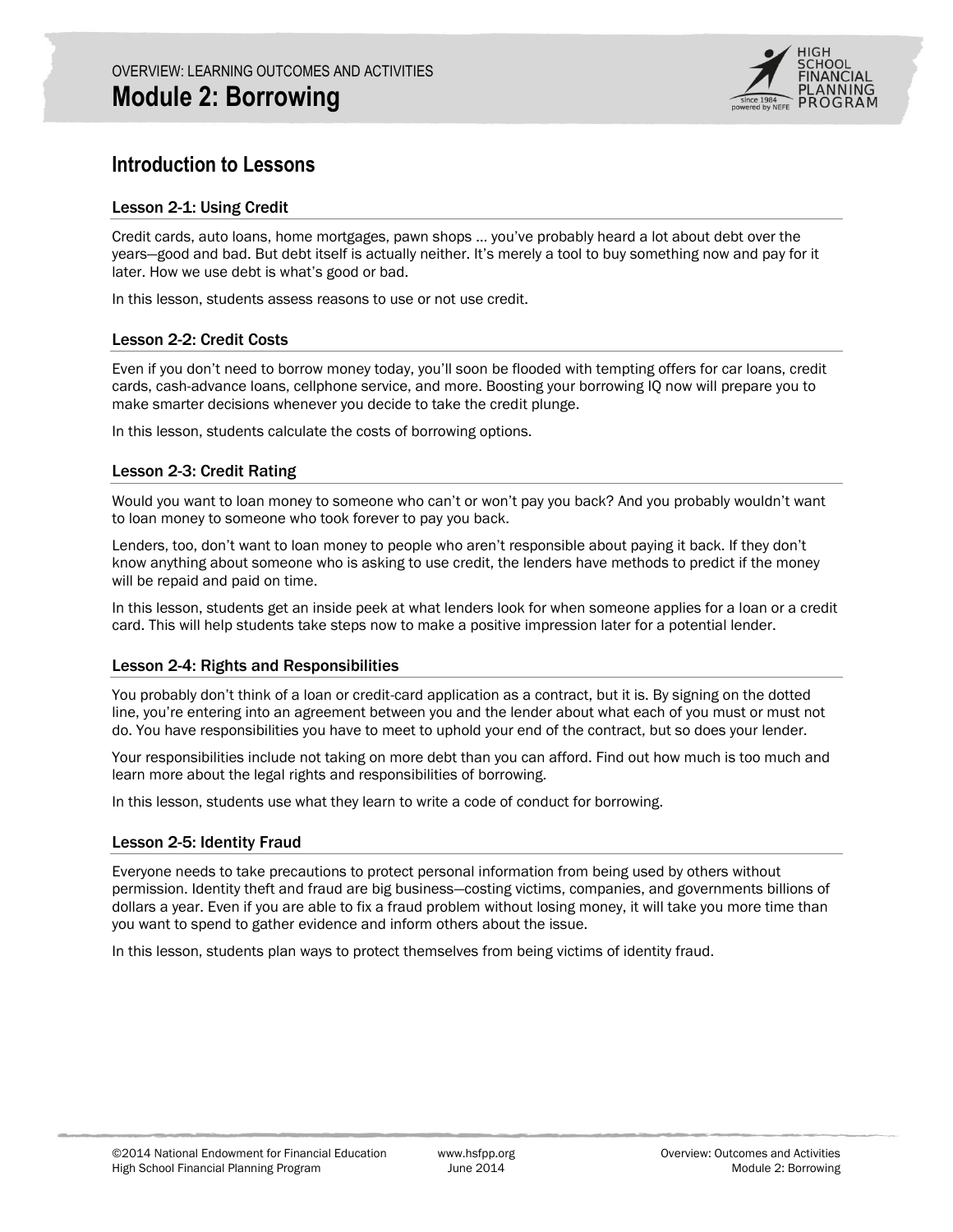OVERVIEW: LEARNING OUTCOMES AND ACTIVITIES

# Module 2: Borrowing

## Introduction to Lessons

### Lesson 2-1: Using Credit

Credit cards, auto loans, home mortgages, pawn shops … you've probably heard a lot about debt over the years—good and bad. But debt itself is actually neither. It's merely a tool to buy something now and pay for it later. How we use debt is what's good or bad.

In this lesson, students assess reasons to use or not use credit.

### Lesson 2-2: Credit Costs

Even if you don't need to borrow money today, you'll soon be flooded with tempting offers for car loans, credit cards, cash-advance loans, cellphone service, and more. Boosting your borrowing IQ now will prepare you to make smarter decisions whenever you decide to take the credit plunge.

In this lesson, students calculate the costs of borrowing options.

### Lesson 2-3: Credit Rating

Would you want to loan money to someone who can't or won't pay you back? And you probably wouldn't want to loan money to someone who took forever to pay you back.

Lenders, too, don't want to loan money to people who aren't responsible about paying it back. If they don't know anything about someone who is asking to use credit, the lenders have methods to predict if the money will be repaid and paid on time.

In this lesson, students get an inside peek at what lenders look for when someone applies for a loan or a credit card. This will help students take steps now to make a positive impression later for a potential lender.

### Lesson 2-4: Rights and Responsibilities

You probably don't think of a loan or credit-card application as a contract, but it is. By signing on the dotted line, you're entering into an agreement between you and the lender about what each of you must or must not do. You have responsibilities you have to meet to uphold your end of the contract, but so does your lender.

Your responsibilities include not taking on more debt than you can afford. Find out how much is too much and learn more about the legal rights and responsibilities of borrowing.

In this lesson, students use what they learn to write a code of conduct for borrowing.

### Lesson 2-5: Identity Fraud

Everyone needs to take precautions to protect personal information from being used by others without permission. Identity theft and fraud are big business—costing victims, companies, and governments billions of dollars a year. Even if you are able to fix a fraud problem without losing money, it will take you more time than you want to spend to gather evidence and inform others about the issue.

In this lesson, students plan ways to protect themselves from being victims of identity fraud.